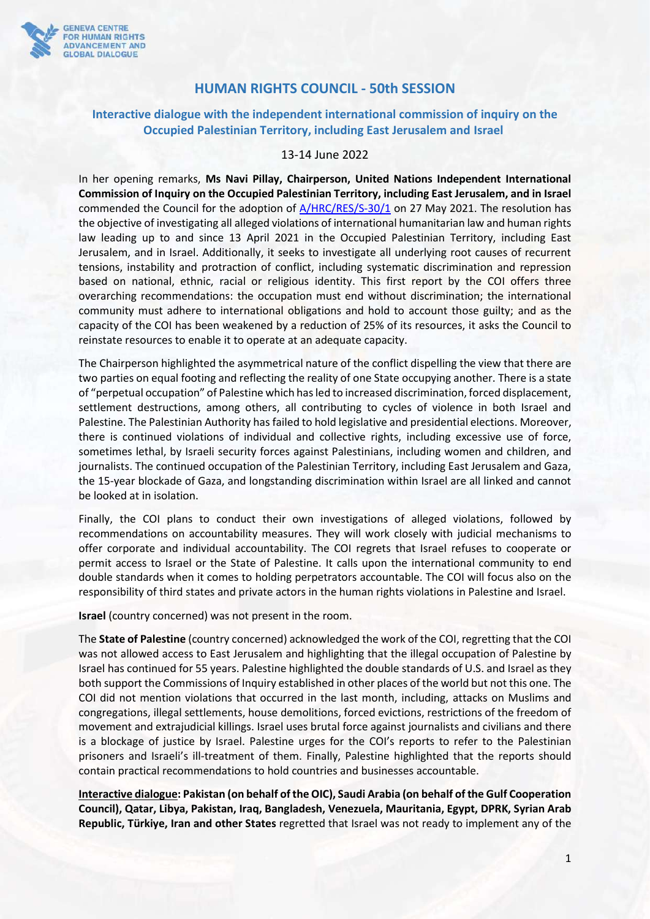GENEVA CENTRE FOR HUMAN RIGHTS ADVANCEMENT AND GLOBAL DIALOGUE

# HUMAN RIGHTS COUNCIL - 50th SESSION

## Interactive dialogue with the independent international commission of inquiry on the Occupied Palestinian Territory, including East Jerusalem and Israel

13-14 June 2022

In her opening remarks, **Ms Navi Pillay, Chairperson, United Nations Independent International Commission of Inquiry on the Occupied Palestinian Territory, including East Jerusalem, and in Israel** commended the Council for the adoption of [A/HRC/RES/S-30/1] on 27 May 2021. The resolution has the objective of investigating all alleged violations of international humanitarian law and human rights law leading up to and since 13 April 2021 in the Occupied Palestinian Territory, including East Jerusalem, and in Israel. Additionally, it seeks to investigate all underlying root causes of recurrent tensions, instability and protraction of conflict, including systematic discrimination and repression based on national, ethnic, racial or religious identity. This first report by the COI offers three overarching recommendations: the occupation must end without discrimination; the international community must adhere to international obligations and hold to account those guilty; and as the capacity of the COI has been weakened by a reduction of 25% of its resources, it asks the Council to reinstate resources to enable it to operate at an adequate capacity.

The Chairperson highlighted the asymmetrical nature of the conflict dispelling the view that there are two parties on equal footing and reflecting the reality of one State occupying another. There is a state of "perpetual occupation" of Palestine which has led to increased discrimination, forced displacement, settlement destructions, among others, all contributing to cycles of violence in both Israel and Palestine. The Palestinian Authority has failed to hold legislative and presidential elections. Moreover, there is continued violations of individual and collective rights, including excessive use of force, sometimes lethal, by Israeli security forces against Palestinians, including women and children, and journalists. The continued occupation of the Palestinian Territory, including East Jerusalem and Gaza, the 15-year blockade of Gaza, and longstanding discrimination within Israel are all linked and cannot be looked at in isolation.

Finally, the COI plans to conduct their own investigations of alleged violations, followed by recommendations on accountability measures. They will work closely with judicial mechanisms to offer corporate and individual accountability. The COI regrets that Israel refuses to cooperate or permit access to Israel or the State of Palestine. It calls upon the international community to end double standards when it comes to holding perpetrators accountable. The COI will focus also on the responsibility of third states and private actors in the human rights violations in Palestine and Israel.

**Israel** (country concerned) was not present in the room.

The **State of Palestine** (country concerned) acknowledged the work of the COI, regretting that the COI was not allowed access to East Jerusalem and highlighting that the illegal occupation of Palestine by Israel has continued for 55 years. Palestine highlighted the double standards of U.S. and Israel as they both support the Commissions of Inquiry established in other places of the world but not this one. The COI did not mention violations that occurred in the last month, including, attacks on Muslims and congregations, illegal settlements, house demolitions, forced evictions, restrictions of the freedom of movement and extrajudicial killings. Israel uses brutal force against journalists and civilians and there is a blockage of justice by Israel. Palestine urges for the COI's reports to refer to the Palestinian prisoners and Israeli's ill-treatment of them. Finally, Palestine highlighted that the reports should contain practical recommendations to hold countries and businesses accountable.

**Interactive dialogue: Pakistan (on behalf of the OIC), Saudi Arabia (on behalf of the Gulf Cooperation Council), Qatar, Libya, Pakistan, Iraq, Bangladesh, Venezuela, Mauritania, Egypt, DPRK, Syrian Arab Republic, Türkiye, Iran and other States** regretted that Israel was not ready to implement any of the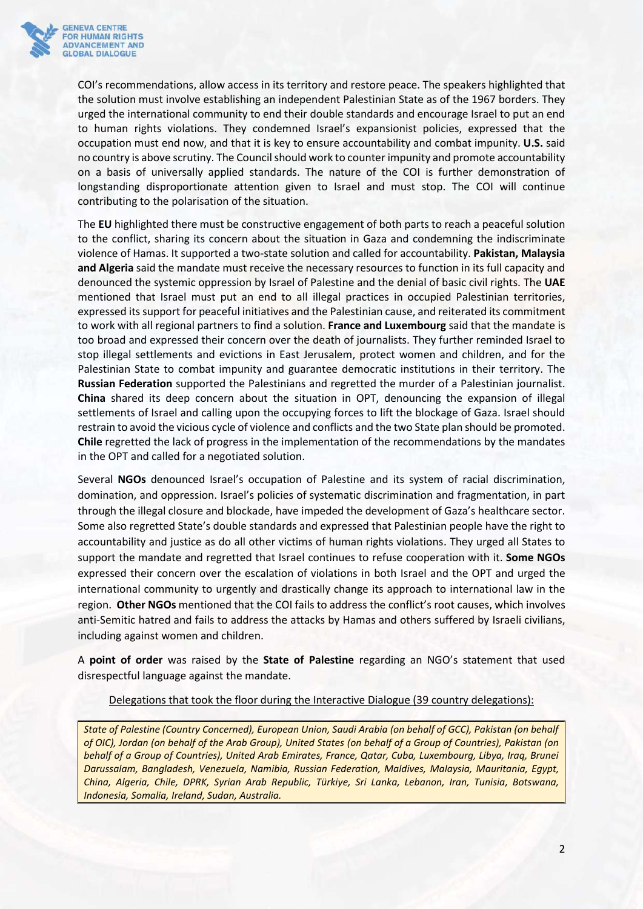COI's recommendations, allow access in its territory and restore peace. The speakers highlighted that the solution must involve establishing an independent Palestinian State as of the 1967 borders. They urged the international community to end their double standards and encourage Israel to put an end to human rights violations. They condemned Israel's expansionist policies, expressed that the occupation must end now, and that it is key to ensure accountability and combat impunity. **U.S.** said no country is above scrutiny. The Council should work to counter impunity and promote accountability on a basis of universally applied standards. The nature of the COI is further demonstration of longstanding disproportionate attention given to Israel and must stop. The COI will continue contributing to the polarisation of the situation.

The **EU** highlighted there must be constructive engagement of both parts to reach a peaceful solution to the conflict, sharing its concern about the situation in Gaza and condemning the indiscriminate violence of Hamas. It supported a two-state solution and called for accountability. **Pakistan, Malaysia and Algeria** said the mandate must receive the necessary resources to function in its full capacity and denounced the systemic oppression by Israel of Palestine and the denial of basic civil rights. The **UAE** mentioned that Israel must put an end to all illegal practices in occupied Palestinian territories, expressed its support for peaceful initiatives and the Palestinian cause, and reiterated its commitment to work with all regional partners to find a solution. **France and Luxembourg** said that the mandate is too broad and expressed their concern over the death of journalists. They further reminded Israel to stop illegal settlements and evictions in East Jerusalem, protect women and children, and for the Palestinian State to combat impunity and guarantee democratic institutions in their territory. The **Russian Federation** supported the Palestinians and regretted the murder of a Palestinian journalist. **China** shared its deep concern about the situation in OPT, denouncing the expansion of illegal settlements of Israel and calling upon the occupying forces to lift the blockage of Gaza. Israel should restrain to avoid the vicious cycle of violence and conflicts and the two State plan should be promoted. **Chile** regretted the lack of progress in the implementation of the recommendations by the mandates in the OPT and called for a negotiated solution.

Several **NGOs** denounced Israel's occupation of Palestine and its system of racial discrimination, domination, and oppression. Israel's policies of systematic discrimination and fragmentation, in part through the illegal closure and blockade, have impeded the development of Gaza's healthcare sector. Some also regretted State's double standards and expressed that Palestinian people have the right to accountability and justice as do all other victims of human rights violations. They urged all States to support the mandate and regretted that Israel continues to refuse cooperation with it. **Some NGOs** expressed their concern over the escalation of violations in both Israel and the OPT and urged the international community to urgently and drastically change its approach to international law in the region. **Other NGOs** mentioned that the COI fails to address the conflict's root causes, which involves anti-Semitic hatred and fails to address the attacks by Hamas and others suffered by Israeli civilians, including against women and children.

A **point of order** was raised by the **State of Palestine** regarding an NGO's statement that used disrespectful language against the mandate.

<u>Delegations that took the floor during the Interactive Dialogue (39 country delegations):</u>

*State of Palestine (Country Concerned), European Union, Saudi Arabia (on behalf of GCC), Pakistan (on behalf of OIC), Jordan (on behalf of the Arab Group), United States (on behalf of a Group of Countries), Pakistan (on behalf of a Group of Countries), United Arab Emirates, France, Qatar, Cuba, Luxembourg, Libya, Iraq, Brunei Darussalam, Bangladesh, Venezuela, Namibia, Russian Federation, Maldives, Malaysia, Mauritania, Egypt, China, Algeria, Chile, DPRK, Syrian Arab Republic, Türkiye, Sri Lanka, Lebanon, Iran, Tunisia, Botswana, Indonesia, Somalia, Ireland, Sudan, Australia.*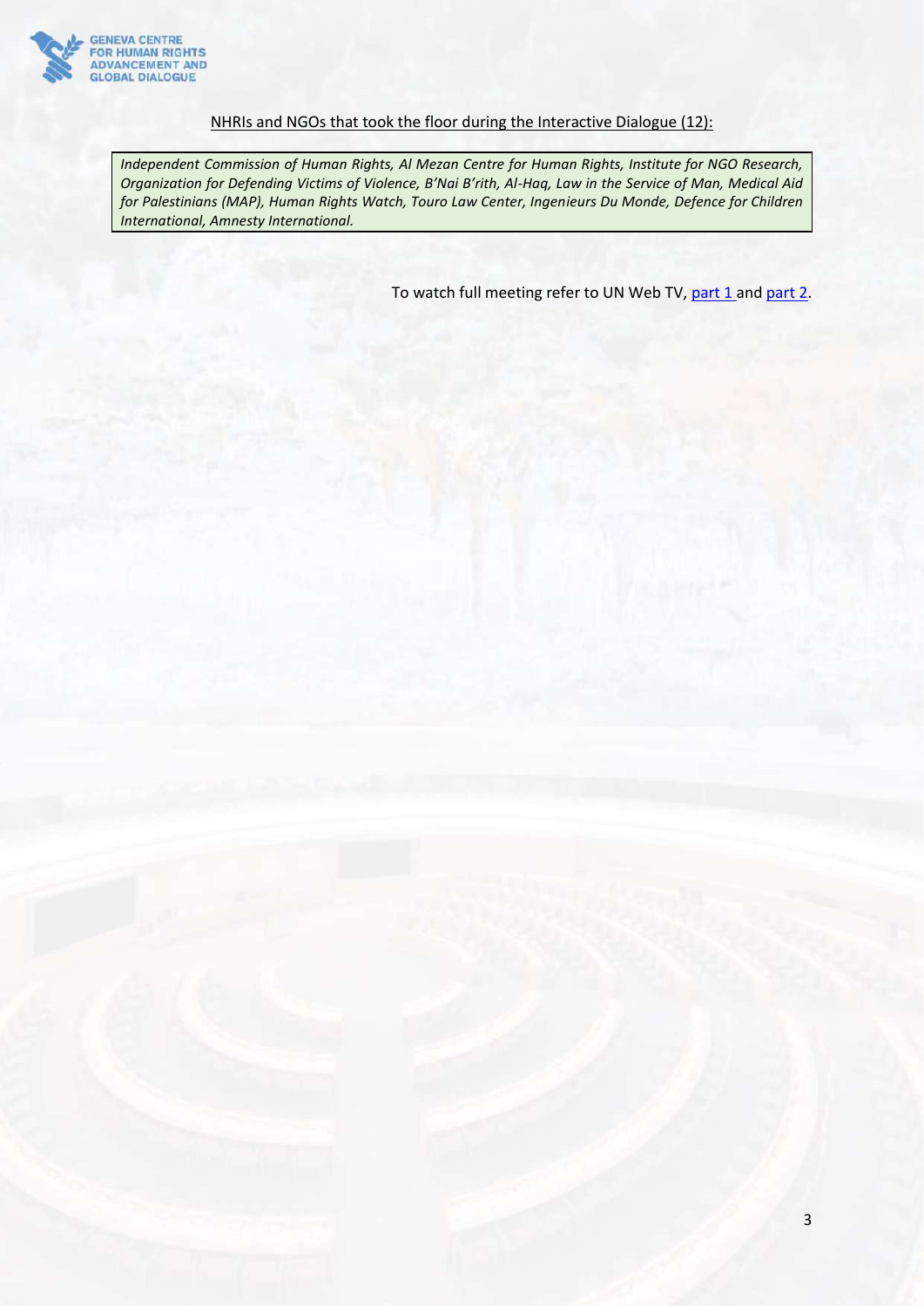<u>NHRIs and NGOs that took the floor during the Interactive Dialogue (12):</u>

*Independent Commission of Human Rights, Al Mezan Centre for Human Rights, Institute for NGO Research, Organization for Defending Victims of Violence, B'Nai B'rith, Al-Haq, Law in the Service of Man, Medical Aid for Palestinians (MAP), Human Rights Watch, Touro Law Center, Ingenieurs Du Monde, Defence for Children International, Amnesty International.*

To watch full meeting refer to UN Web TV, part 1 and part 2.